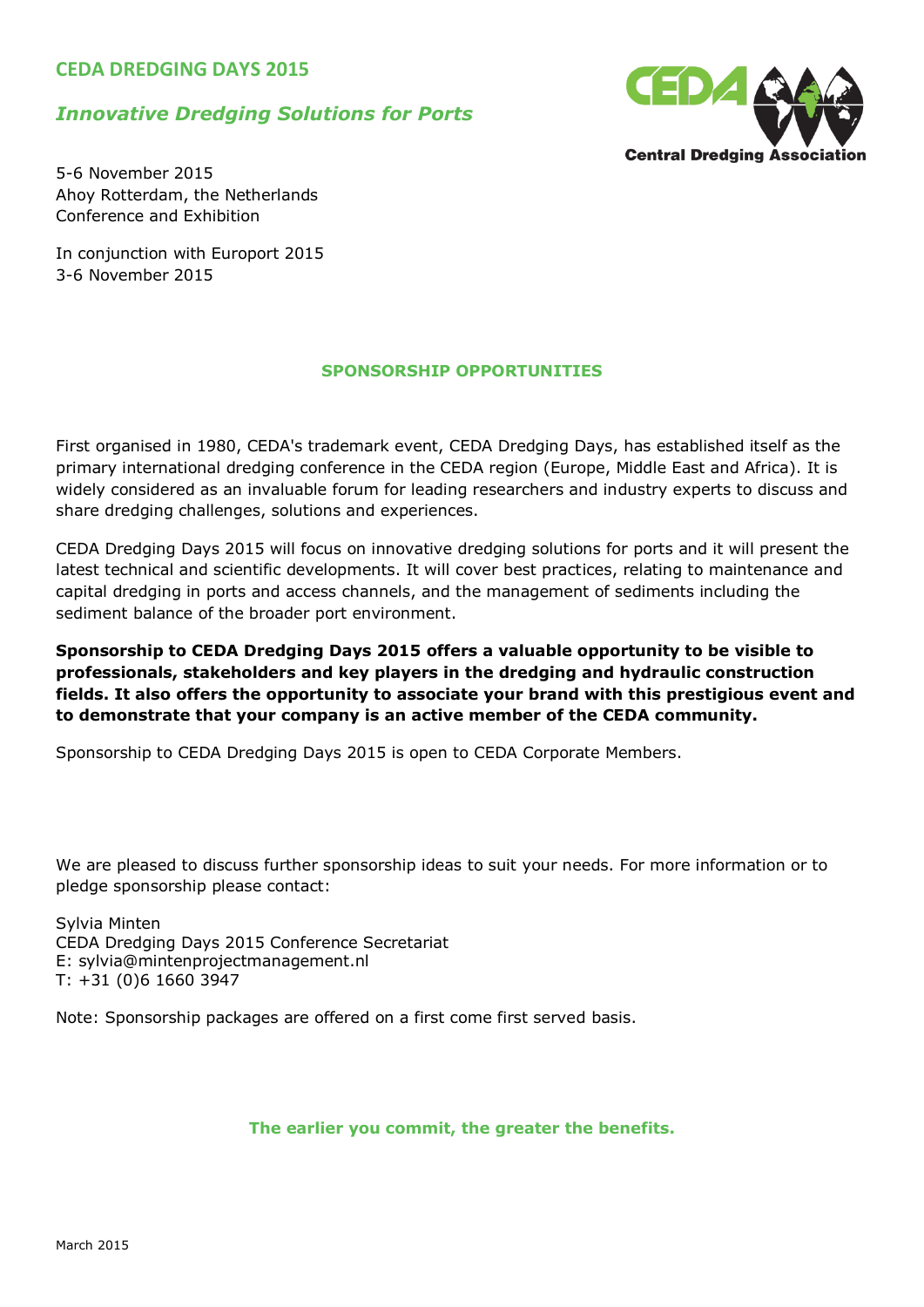# CEDA DREDGING DAYS 2015

## *Innovative Dredging Solutions for Ports*

Central Dredging Association

5-6 November 2015
Ahoy Rotterdam, the Netherlands
Conference and Exhibition

In conjunction with Europort 2015
3-6 November 2015

## SPONSORSHIP OPPORTUNITIES

First organised in 1980, CEDA's trademark event, CEDA Dredging Days, has established itself as the primary international dredging conference in the CEDA region (Europe, Middle East and Africa). It is widely considered as an invaluable forum for leading researchers and industry experts to discuss and share dredging challenges, solutions and experiences.

CEDA Dredging Days 2015 will focus on innovative dredging solutions for ports and it will present the latest technical and scientific developments. It will cover best practices, relating to maintenance and capital dredging in ports and access channels, and the management of sediments including the sediment balance of the broader port environment.

**Sponsorship to CEDA Dredging Days 2015 offers a valuable opportunity to be visible to professionals, stakeholders and key players in the dredging and hydraulic construction fields. It also offers the opportunity to associate your brand with this prestigious event and to demonstrate that your company is an active member of the CEDA community.**

Sponsorship to CEDA Dredging Days 2015 is open to CEDA Corporate Members.

We are pleased to discuss further sponsorship ideas to suit your needs. For more information or to pledge sponsorship please contact:

Sylvia Minten
CEDA Dredging Days 2015 Conference Secretariat
E: sylvia@mintenprojectmanagement.nl
T: +31 (0)6 1660 3947

Note: Sponsorship packages are offered on a first come first served basis.

**The earlier you commit, the greater the benefits.**

March 2015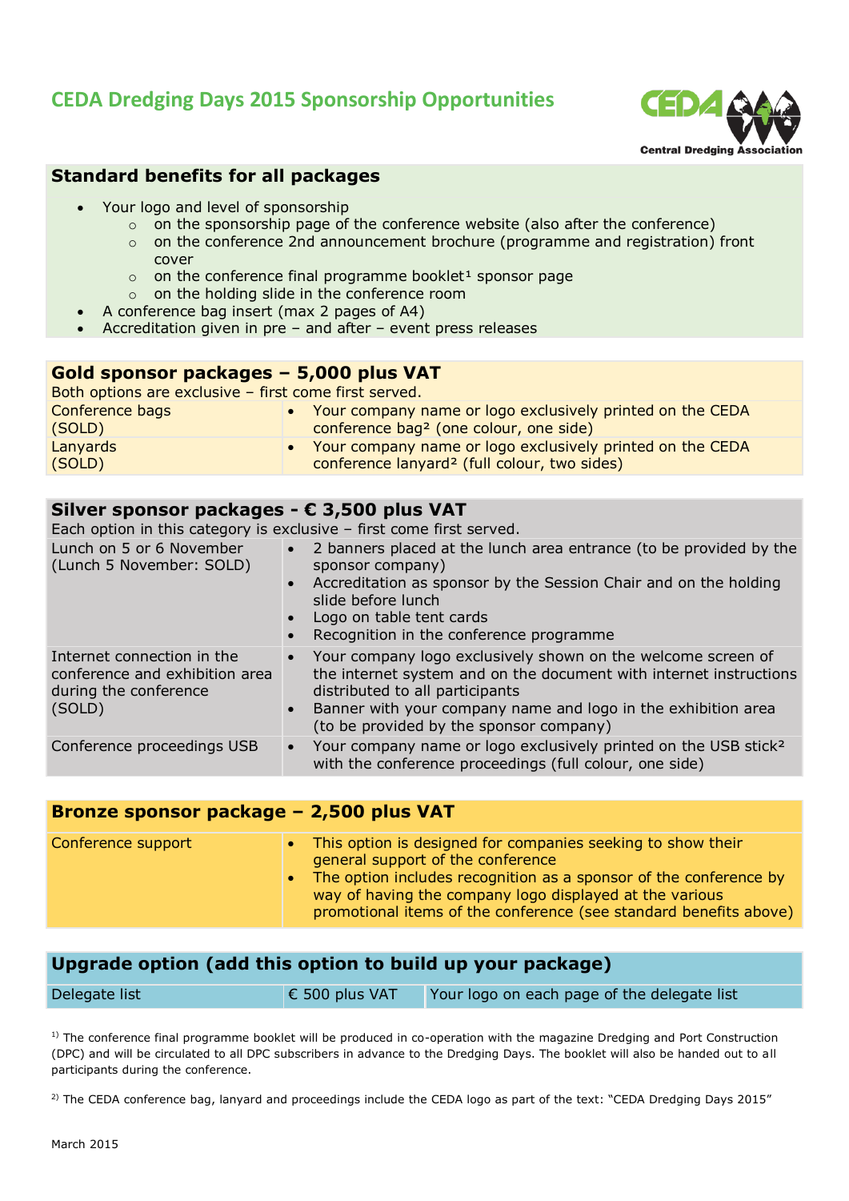# CEDA Dredging Days 2015 Sponsorship Opportunities

Central Dredging Association

## Standard benefits for all packages

- Your logo and level of sponsorship
  - on the sponsorship page of the conference website (also after the conference)
  - on the conference 2nd announcement brochure (programme and registration) front cover
  - on the conference final programme booklet[1] sponsor page
  - on the holding slide in the conference room
- A conference bag insert (max 2 pages of A4)
- Accreditation given in pre – and after – event press releases

## Gold sponsor packages – 5,000 plus VAT

Both options are exclusive – first come first served.

| | |
|---|---|
| Conference bags (SOLD) | • Your company name or logo exclusively printed on the CEDA conference bag[2] (one colour, one side) |
| Lanyards (SOLD) | • Your company name or logo exclusively printed on the CEDA conference lanyard[2] (full colour, two sides) |

## Silver sponsor packages - € 3,500 plus VAT

Each option in this category is exclusive – first come first served.

| | |
|---|---|
| Lunch on 5 or 6 November (Lunch 5 November: SOLD) | • 2 banners placed at the lunch area entrance (to be provided by the sponsor company)<br>• Accreditation as sponsor by the Session Chair and on the holding slide before lunch<br>• Logo on table tent cards<br>• Recognition in the conference programme |
| Internet connection in the conference and exhibition area during the conference (SOLD) | • Your company logo exclusively shown on the welcome screen of the internet system and on the document with internet instructions distributed to all participants<br>• Banner with your company name and logo in the exhibition area (to be provided by the sponsor company) |
| Conference proceedings USB | • Your company name or logo exclusively printed on the USB stick[2] with the conference proceedings (full colour, one side) |

## Bronze sponsor package – 2,500 plus VAT

| | |
|---|---|
| Conference support | • This option is designed for companies seeking to show their general support of the conference<br>• The option includes recognition as a sponsor of the conference by way of having the company logo displayed at the various promotional items of the conference (see standard benefits above) |

## Upgrade option (add this option to build up your package)

| | | |
|---|---|---|
| Delegate list | € 500 plus VAT | Your logo on each page of the delegate list |

[1] The conference final programme booklet will be produced in co-operation with the magazine Dredging and Port Construction (DPC) and will be circulated to all DPC subscribers in advance to the Dredging Days. The booklet will also be handed out to all participants during the conference.

[2] The CEDA conference bag, lanyard and proceedings include the CEDA logo as part of the text: "CEDA Dredging Days 2015"

March 2015